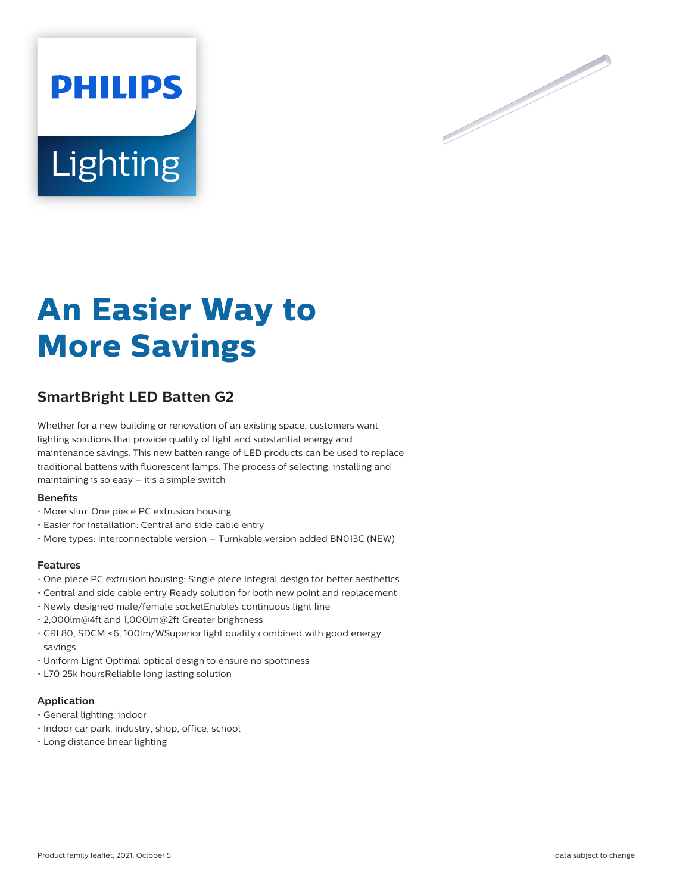PHILIPS

Lighting

# An Easier Way to More Savings

## SmartBright LED Batten G2

Whether for a new building or renovation of an existing space, customers want lighting solutions that provide quality of light and substantial energy and maintenance savings. This new batten range of LED products can be used to replace traditional battens with fluorescent lamps. The process of selecting, installing and maintaining is so easy – it's a simple switch

### Benefits

- More slim: One piece PC extrusion housing
- Easier for installation: Central and side cable entry
- More types: Interconnectable version – Turnkable version added BN013C (NEW)

### Features

- One piece PC extrusion housing: Single piece Integral design for better aesthetics
- Central and side cable entry Ready solution for both new point and replacement
- Newly designed male/female socketEnables continuous light line
- 2,000lm@4ft and 1,000lm@2ft Greater brightness
- CRI 80, SDCM <6, 100lm/WSuperior light quality combined with good energy savings
- Uniform Light Optimal optical design to ensure no spottiness
- L70 25k hoursReliable long lasting solution

### Application

- General lighting, indoor
- Indoor car park, industry, shop, office, school
- Long distance linear lighting

Product family leaflet, 2021, October 5 data subject to change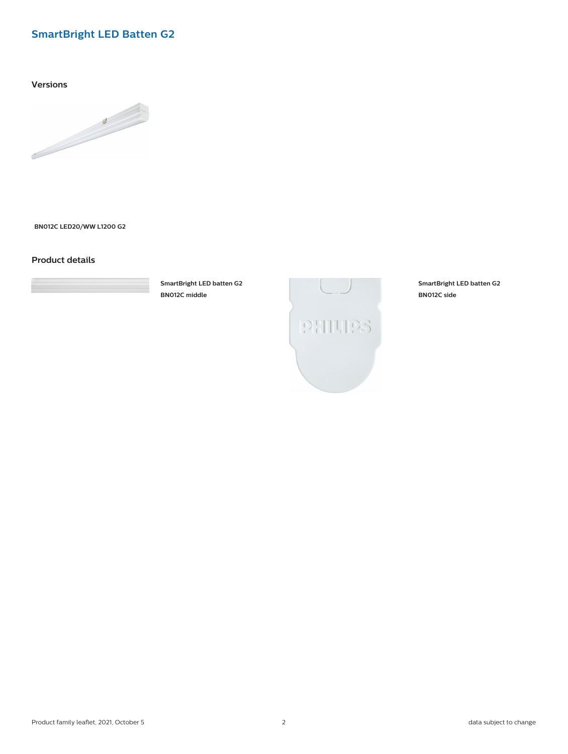# SmartBright LED Batten G2

## Versions

**BN012C LED20/WW L1200 G2**

## Product details

**SmartBright LED batten G2**
**BN012C middle**

**SmartBright LED batten G2**
**BN012C side**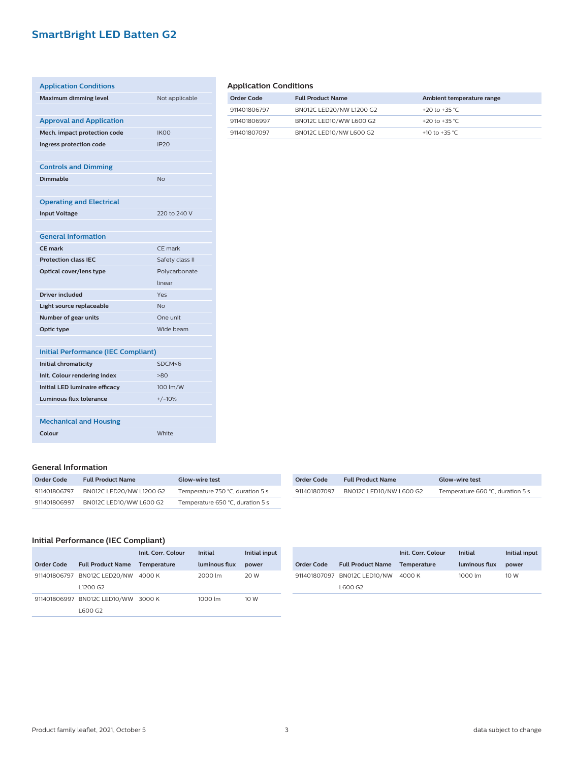# SmartBright LED Batten G2

| Application Conditions | |
| --- | --- |
| **Maximum dimming level** | Not applicable |

| Approval and Application | |
| --- | --- |
| **Mech. impact protection code** | IK00 |
| **Ingress protection code** | IP20 |

| Controls and Dimming | |
| --- | --- |
| **Dimmable** | No |

| Operating and Electrical | |
| --- | --- |
| **Input Voltage** | 220 to 240 V |

| General Information | |
| --- | --- |
| **CE mark** | CE mark |
| **Protection class IEC** | Safety class II |
| **Optical cover/lens type** | Polycarbonate linear |
| **Driver included** | Yes |
| **Light source replaceable** | No |
| **Number of gear units** | One unit |
| **Optic type** | Wide beam |

| Initial Performance (IEC Compliant) | |
| --- | --- |
| **Initial chromaticity** | SDCM<6 |
| **Init. Colour rendering index** | >80 |
| **Initial LED luminaire efficacy** | 100 lm/W |
| **Luminous flux tolerance** | +/-10% |

| Mechanical and Housing | |
| --- | --- |
| **Colour** | White |

## Application Conditions

| Order Code | Full Product Name | Ambient temperature range |
| --- | --- | --- |
| 911401806797 | BN012C LED20/NW L1200 G2 | +20 to +35 °C |
| 911401806997 | BN012C LED10/WW L600 G2 | +20 to +35 °C |
| 911401807097 | BN012C LED10/NW L600 G2 | +10 to +35 °C |

## General Information

| Order Code | Full Product Name | Glow-wire test |
| --- | --- | --- |
| 911401806797 | BN012C LED20/NW L1200 G2 | Temperature 750 °C, duration 5 s |
| 911401806997 | BN012C LED10/WW L600 G2 | Temperature 650 °C, duration 5 s |
| 911401807097 | BN012C LED10/NW L600 G2 | Temperature 660 °C, duration 5 s |

## Initial Performance (IEC Compliant)

| Order Code | Full Product Name | Init. Corr. Colour Temperature | Initial luminous flux | Initial input power |
| --- | --- | --- | --- | --- |
| 911401806797 | BN012C LED20/NW L1200 G2 | 4000 K | 2000 lm | 20 W |
| 911401806997 | BN012C LED10/WW L600 G2 | 3000 K | 1000 lm | 10 W |
| 911401807097 | BN012C LED10/NW L600 G2 | 4000 K | 1000 lm | 10 W |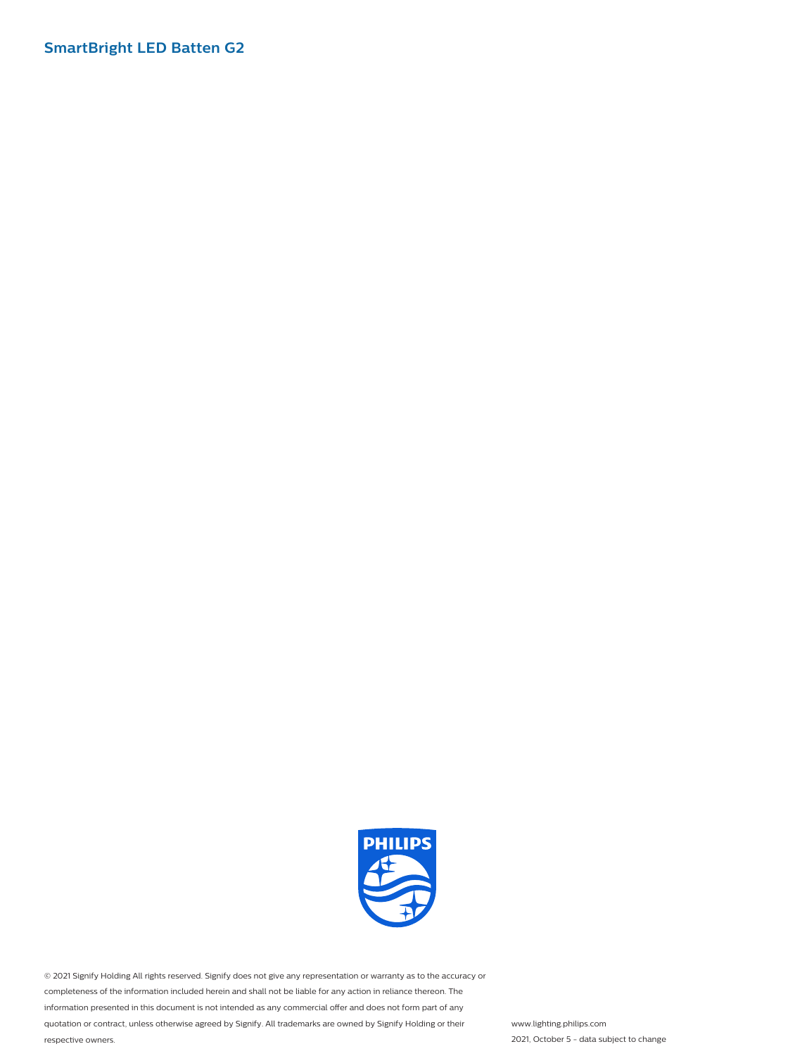© 2021 Signify Holding All rights reserved. Signify does not give any representation or warranty as to the accuracy or completeness of the information included herein and shall not be liable for any action in reliance thereon. The information presented in this document is not intended as any commercial offer and does not form part of any quotation or contract, unless otherwise agreed by Signify. All trademarks are owned by Signify Holding or their respective owners.

www.lighting.philips.com

2021, October 5 - data subject to change